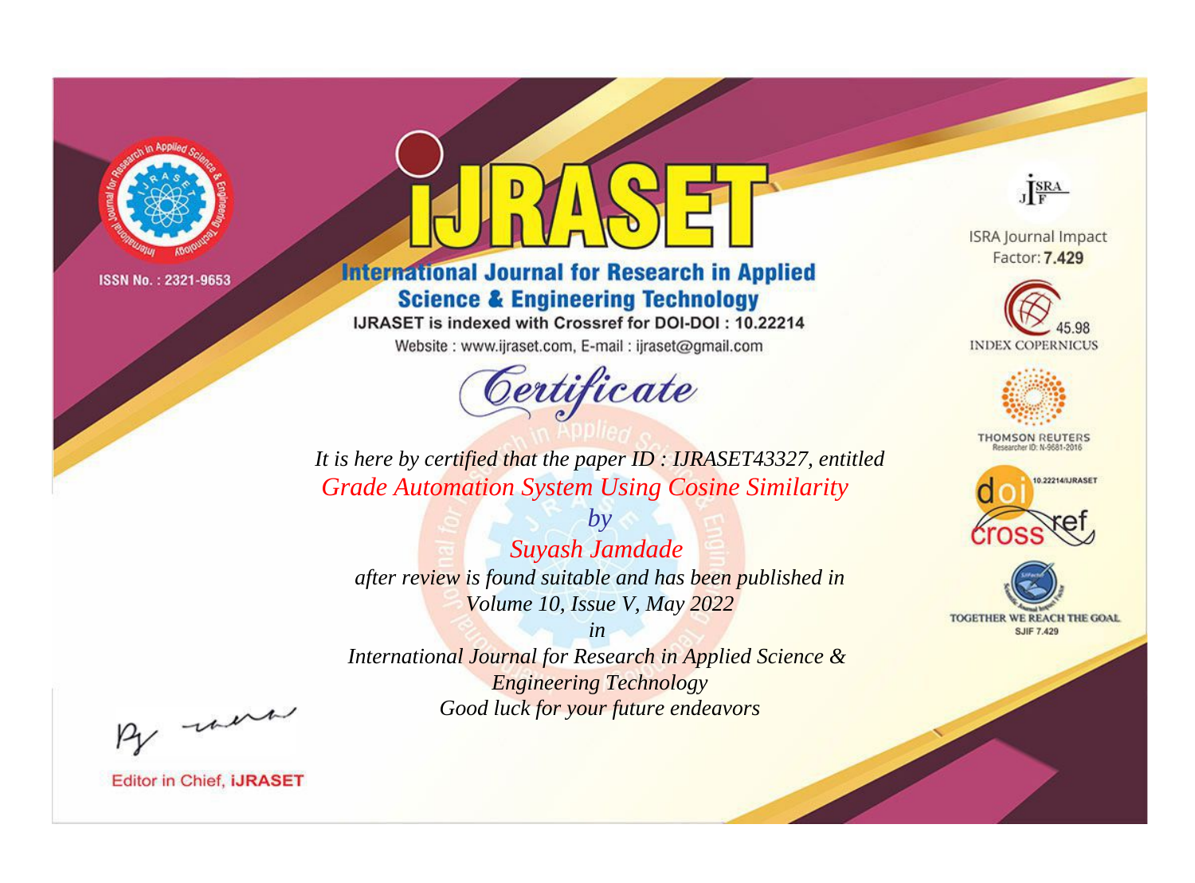ISSN No. : 2321-9653

# IJRASET

## International Journal for Research in Applied Science & Engineering Technology

IJRASET is indexed with Crossref for DOI-DOI : 10.22214

Website : www.ijraset.com, E-mail : ijraset@gmail.com

ISRA Journal Impact Factor: **7.429**

45.98 INDEX COPERNICUS

THOMSON REUTERS Researcher ID: N-9681-2016

10.22214/IJRASET

TOGETHER WE REACH THE GOAL SJIF 7.429

## *Certificate*

*It is here by certified that the paper ID : IJRASET43327, entitled*

*Grade Automation System Using Cosine Similarity*

*by*

*Suyash Jamdade*

*after review is found suitable and has been published in*

*Volume 10, Issue V, May 2022*

*in*

*International Journal for Research in Applied Science & Engineering Technology*

*Good luck for your future endeavors*

Editor in Chief, **iJRASET**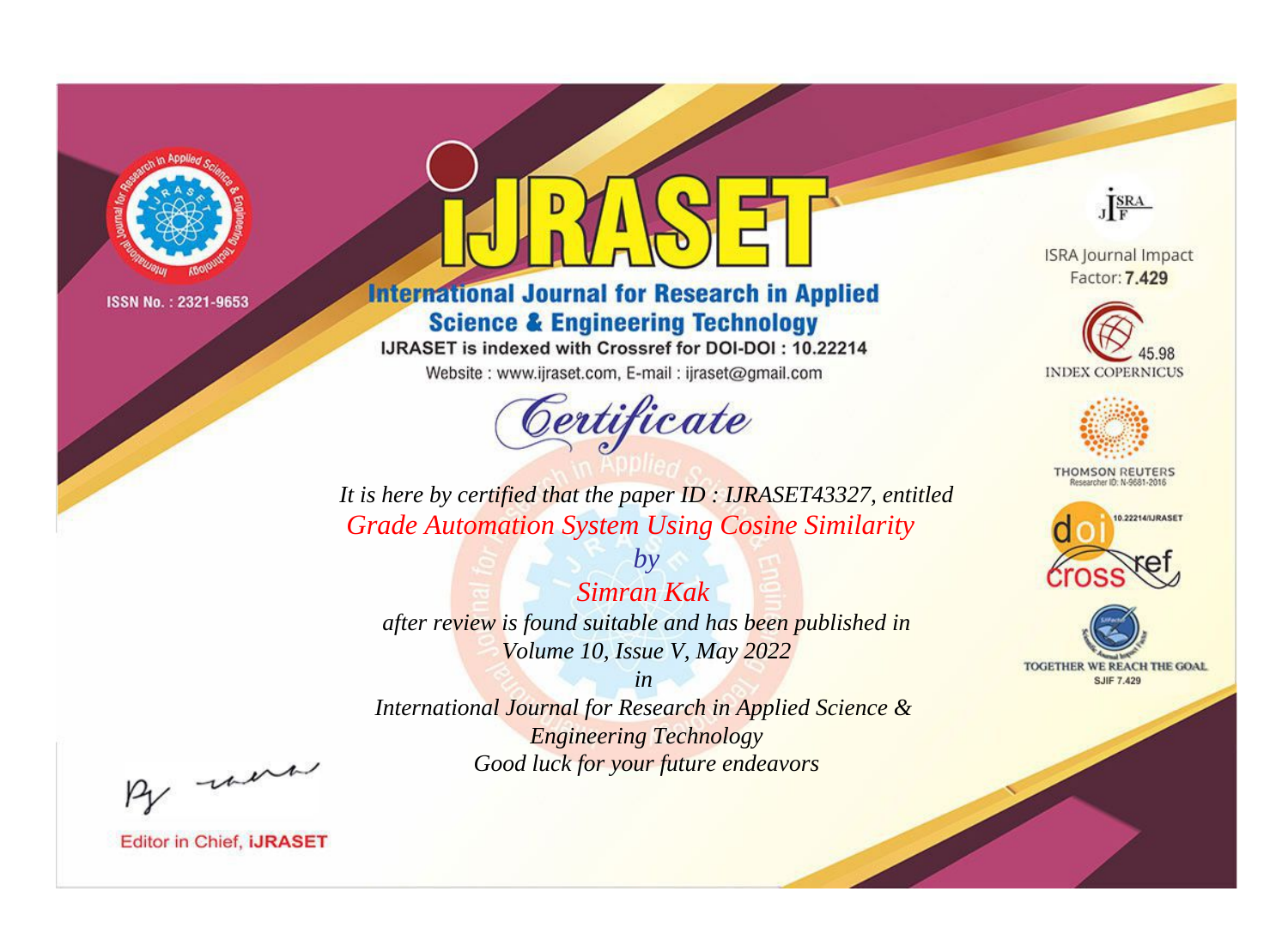ISSN No. : 2321-9653

# IJRASET

## International Journal for Research in Applied Science & Engineering Technology

IJRASET is indexed with Crossref for DOI-DOI : 10.22214

Website : www.ijraset.com, E-mail : ijraset@gmail.com

ISRA Journal Impact Factor: **7.429**

45.98 INDEX COPERNICUS

THOMSON REUTERS Researcher ID: N-9681-2016

10.22214/IJRASET

TOGETHER WE REACH THE GOAL SJIF 7.429

*Certificate*

*It is here by certified that the paper ID : IJRASET43327, entitled*

*Grade Automation System Using Cosine Similarity*

*by*

*Simran Kak*

*after review is found suitable and has been published in*

*Volume 10, Issue V, May 2022*

*in*

*International Journal for Research in Applied Science & Engineering Technology*

*Good luck for your future endeavors*

Editor in Chief, **iJRASET**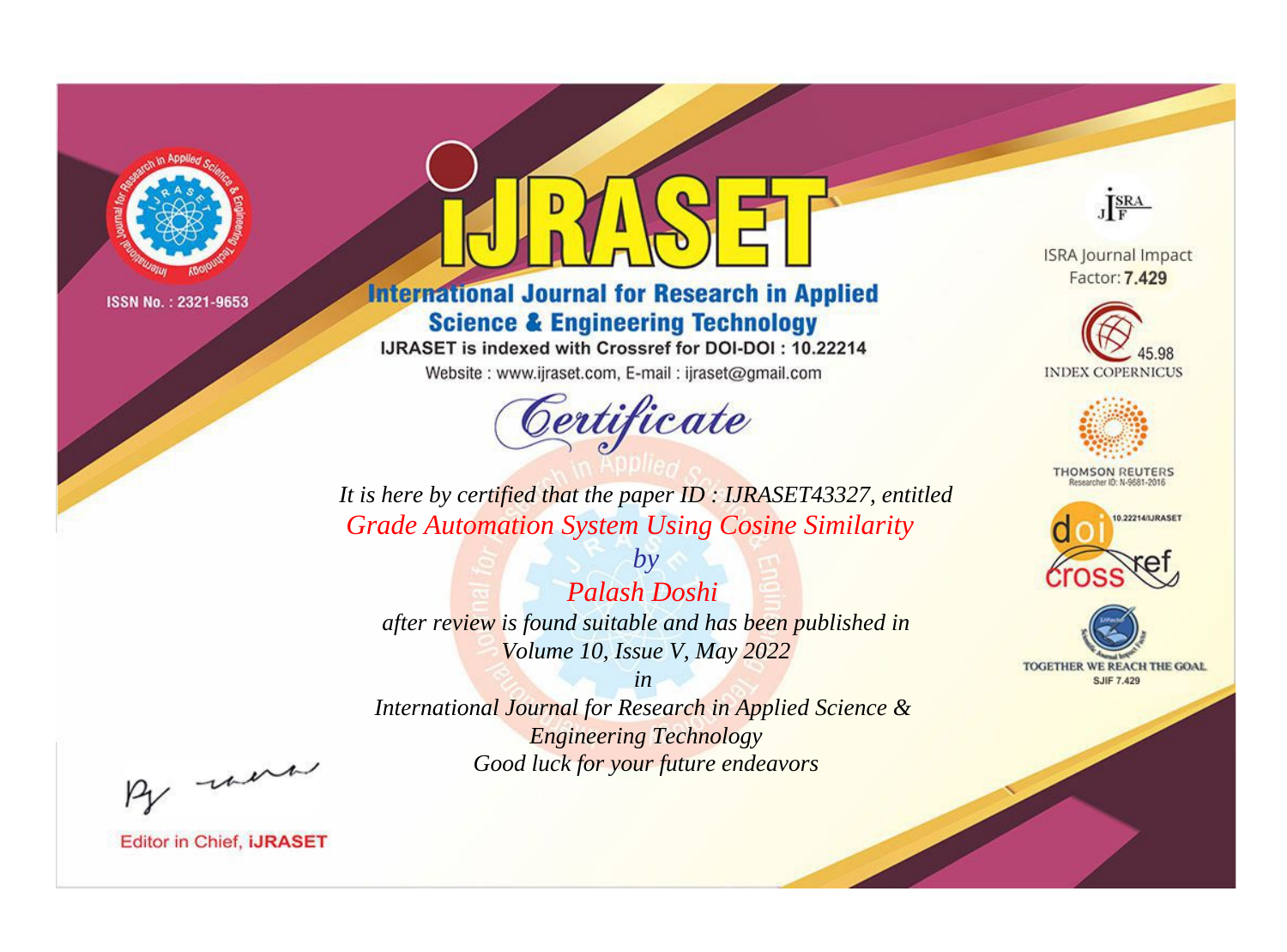ISSN No. : 2321-9653

# IJRASET

## International Journal for Research in Applied Science & Engineering Technology

IJRASET is indexed with Crossref for DOI-DOI : 10.22214

Website : www.ijraset.com, E-mail : ijraset@gmail.com

ISRA Journal Impact Factor: **7.429**

45.98 INDEX COPERNICUS

THOMSON REUTERS Researcher ID: N-9681-2016

10.22214/IJRASET

TOGETHER WE REACH THE GOAL SJIF 7.429

# *Certificate*

*It is here by certified that the paper ID : IJRASET43327, entitled*

*Grade Automation System Using Cosine Similarity*

*by*

*Palash Doshi*

*after review is found suitable and has been published in*

*Volume 10, Issue V, May 2022*

*in*

*International Journal for Research in Applied Science & Engineering Technology*

*Good luck for your future endeavors*

Editor in Chief, **iJRASET**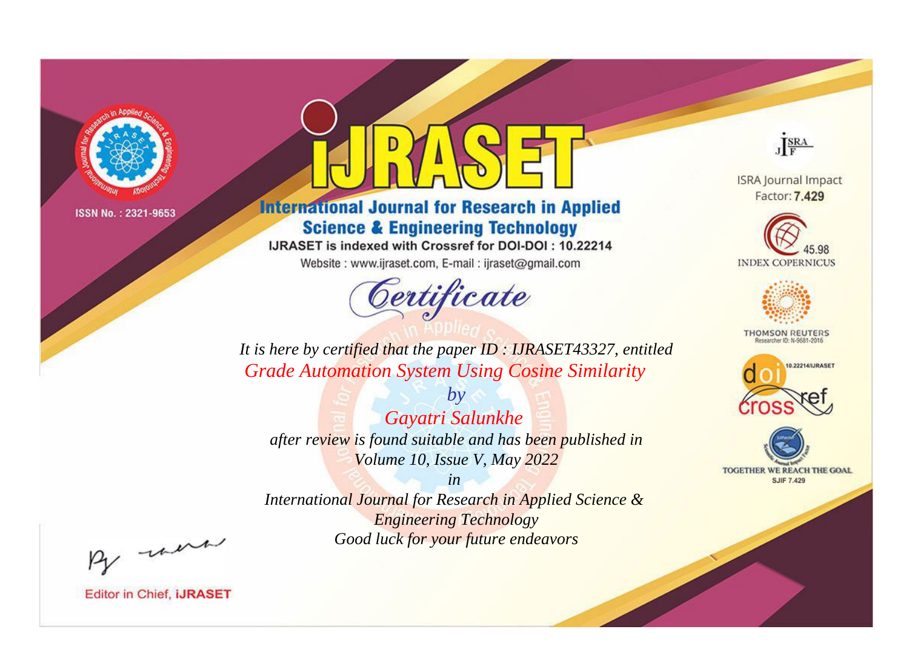ISSN No. : 2321-9653

# IJRASET

## International Journal for Research in Applied Science & Engineering Technology

IJRASET is indexed with Crossref for DOI-DOI : 10.22214

Website : www.ijraset.com, E-mail : ijraset@gmail.com

ISRA Journal Impact Factor: **7.429**

45.98 INDEX COPERNICUS

THOMSON REUTERS Researcher ID: N-9681-2016

10.22214/IJRASET

TOGETHER WE REACH THE GOAL SJIF 7.429

# *Certificate*

*It is here by certified that the paper ID : IJRASET43327, entitled*

*Grade Automation System Using Cosine Similarity*

*by*

*Gayatri Salunkhe*

*after review is found suitable and has been published in*

*Volume 10, Issue V, May 2022*

*in*

*International Journal for Research in Applied Science & Engineering Technology*

*Good luck for your future endeavors*

Editor in Chief, **iJRASET**